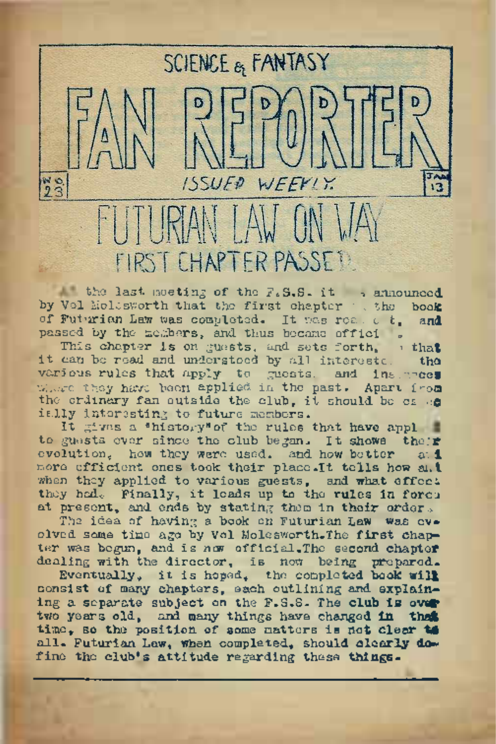SCIENCE & FANTASY

# FAN REPORTER

No. 23 — ISSUED WEEKLY. — JAN 13

# FUTURIAN LAW ON WAY

## FIRST CHAPTER PASSED

At the last meeting of the F.S.S. it was announced by Vol Molesworth that the first chapter of the book of Futurian Law was completed. It was read out, and passed by the members, and thus became official.

This chapter is on guests, and sets forth, so that it can be read and understood by all interested, the various rules that apply to guests, and instances where they have been applied in the past. Apart from the ordinary fan outside the club, it should be especially interesting to future members.

It gives a "history" of the rules that have applied to guests ever since the club began. It shows their evolution, how they were used, and how better and more efficient ones took their place. It tells how and when they applied to various guests, and what effect they had. Finally, it leads up to the rules in force at present, and ends by stating them in their order.

The idea of having a book on Futurian Law was evolved some time ago by Vol Molesworth. The first chapter was begun, and is now official. The second chapter dealing with the director, is now being prepared.

Eventually, it is hoped, the completed book will consist of many chapters, each outlining and explaining a separate subject on the F.S.S. The club is over two years old, and many things have changed in that time, so the position of some matters is not clear to all. Futurian Law, when completed, should clearly define the club's attitude regarding these things.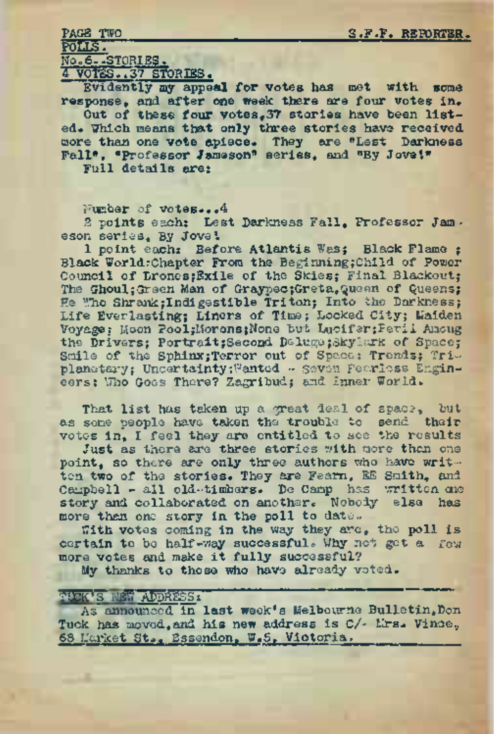## POLLS.

### No.6..STORIES.

### 4 VOTES..37 STORIES.

Evidently my appeal for votes has met with some response, and after one week there are four votes in.

Out of these four votes,37 stories have been listed. Which means that only three stories have received more than one vote apiece. They are "Lest Darkness Fall", "Professor Jameson" series, and "By Jove!"

Full details are:

Number of votes...4

2 points each: Lest Darkness Fall, Professor Jameson series, By Jove!

1 point each: Before Atlantis Was; Black Flame; Black World:Chapter From the Beginning;Child of Power Council of Drones;Exile of the Skies; Final Blackout; The Ghoul;Green Man of Graypec;Greta,Queen of Queens; He Who Shrank;Indigestible Triton; Into the Darkness; Life Everlasting; Liners of Time; Locked City; Maiden Voyage; Moon Pool;Morons;None but Lucifer;Peril Among the Drivers; Portrait;Second Deluge;Skylark of Space; Smile of the Sphinx;Terror out of Space; Trends; Triplanetary; Uncertainty;Wanted - Seven Fearless Engineers; Who Goes There? Zagribud; and Inner World.

That list has taken up a great deal of space, but as some people have taken the trouble to send their votes in, I feel they are entitled to see the results

Just as there are three stories with more than one point, so there are only three authors who have written two of the stories. They are Fearn, EE Smith, and Campbell - all old-timbers. De Camp has written one story and collaborated on another. Nobody else has more than one story in the poll to date.

With votes coming in the way they are, the poll is certain to be half-way successful. Why not get a few more votes and make it fully successful?

My thanks to those who have already voted.

---

## TUCK'S NEW ADDRESS:

As announced in last week's Melbourne Bulletin,Don Tuck has moved,and his new address is C/- Mrs. Vince, 68 Market St., Essendon, W.5, Victoria.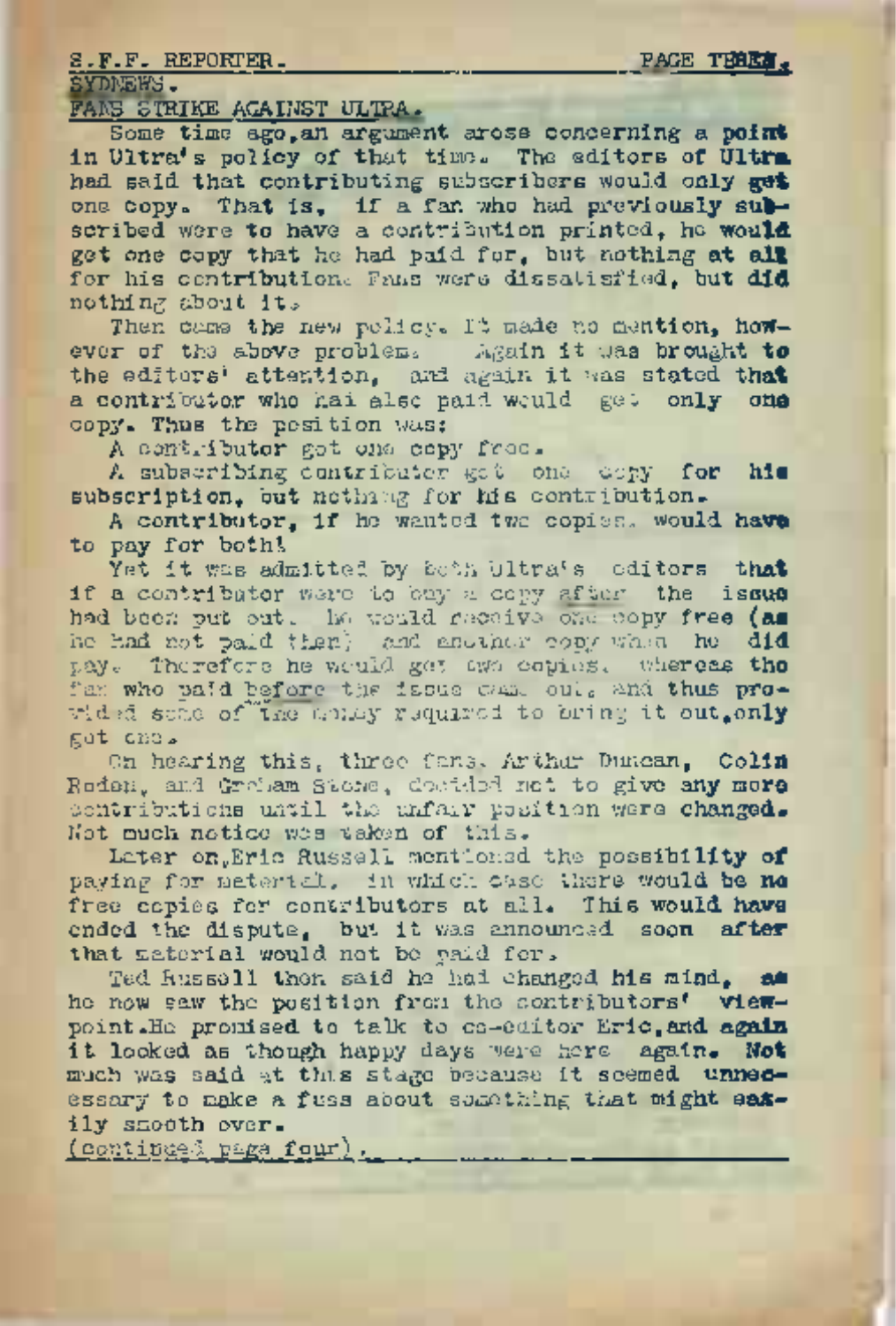SYDNEWS.

## FANS STRIKE AGAINST ULTRA.

Some time ago, an argument arose concerning a point in Ultra's policy of that time. The editors of Ultra had said that contributing subscribers would only get one copy. That is, if a fan who had previously subscribed were to have a contribution printed, he would get one copy that he had paid for, but nothing at all for his contribution. Fans were dissatisfied, but did nothing about it.

Then came the new policy. It made no mention, however of the above problem. Again it was brought to the editors' attention, and again it was stated that a contributor who had also paid would get only one copy. Thus the position was:

A contributor got one copy free.

A subscribing contributor got one copy for his subscription, but nothing for his contribution.

A contributor, if he wanted two copies, would have to pay for both!

Yet it was admitted by both Ultra's editors that if a contributor were to buy a copy after the issue had been put out, he would receive one copy free (as he had not paid then) and another copy when he did pay. Therefore he would get two copies, whereas the fan who paid before the issue came out, and thus provided some of the money required to bring it out, only got one.

On hearing this, three fans, Arthur Duncan, Colin Roden, and Graham Stone, decided not to give any more contributions until the unfair position were changed. Not much notice was taken of this.

Later on, Eric Russell mentioned the possibility of paying for material, in which case there would be no free copies for contributors at all. This would have ended the dispute, but it was announced soon after that material would not be paid for.

Ted Russell then said he had changed his mind, as he now saw the position from the contributors' viewpoint. He promised to talk to co-editor Eric, and again it looked as though happy days were here again. Not much was said at this stage because it seemed unnecessary to make a fuss about something that might easily smooth over.

(continued page four).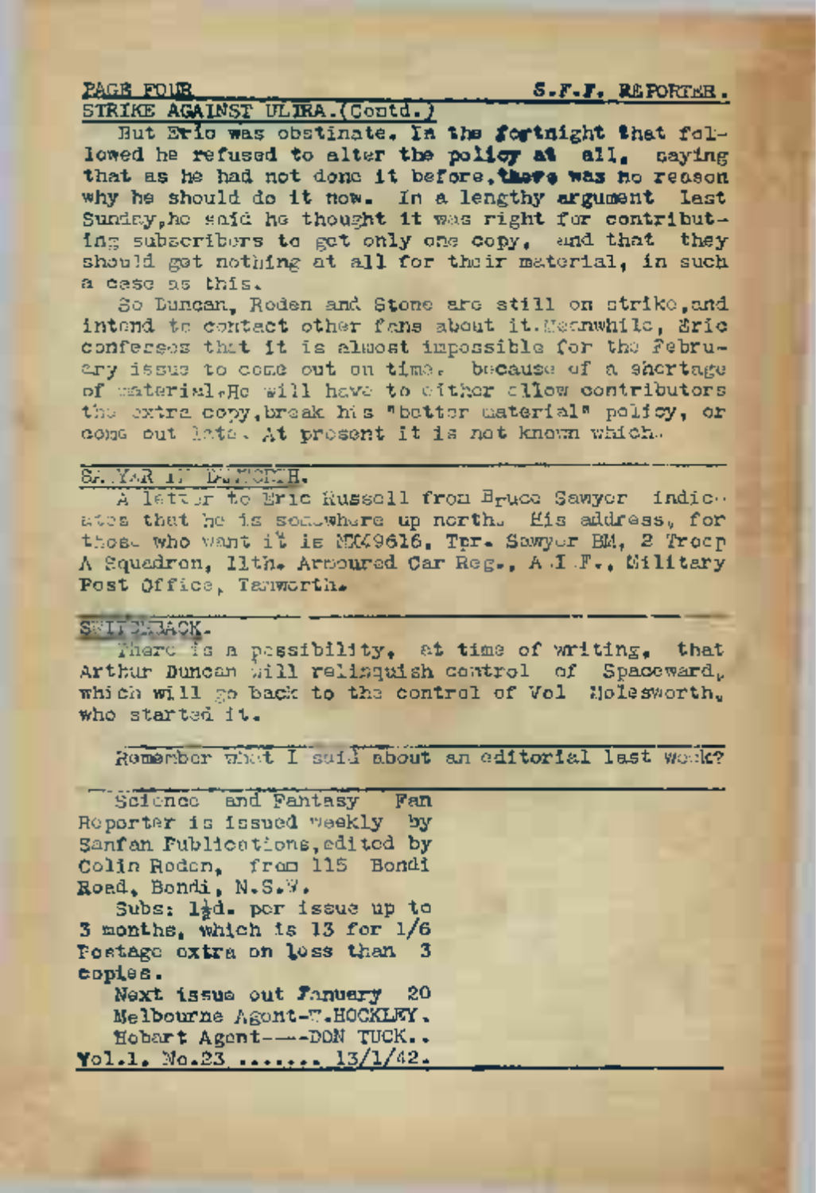## STRIKE AGAINST ULTRA. (Contd.)

But Eric was obstinate. In the fortnight that followed he refused to alter the policy at all, saying that as he had not done it before, there was no reason why he should do it now. In a lengthy argument last Sunday, he said he thought it was right for contributing subscribers to get only one copy, and that they should get nothing at all for their material, in such a case as this.

So Duncan, Roden and Stone are still on strike, and intend to contact other fans about it. Meanwhile, Eric confesses that it is almost impossible for the February issue to come out on time, because of a shortage of material. He will have to either allow contributors the extra copy, break his "better material" policy, or come out late. At present it is not known which.

## SAWYER IN TAMWORTH.

A letter to Eric Russell from Bruce Sawyer indicates that he is somewhere up north. His address, for those who want it is NX49616, Tpr. Sawyer BM, 2 Troop A Squadron, 11th. Armoured Car Reg., A.I.F., Military Post Office, Tamworth.

## SWITCHBACK.

There is a possibility, at time of writing, that Arthur Duncan will relinquish control of Spaceward, which will go back to the control of Vol Molesworth, who started it.

Remember what I said about an editorial last week?

Science and Fantasy Fan Reporter is issued weekly by Sanfan Publications, edited by Colin Roden, from 115 Bondi Road, Bondi, N.S.W.

Subs: 1½d. per issue up to 3 months, which is 13 for 1/6 Postage extra on less than 3 copies.

Next issue out January 20

Melbourne Agent—W.HOCKLEY.

Hobart Agent——DON TUCK..

Vol.1. No.23 ........ 13/1/42.